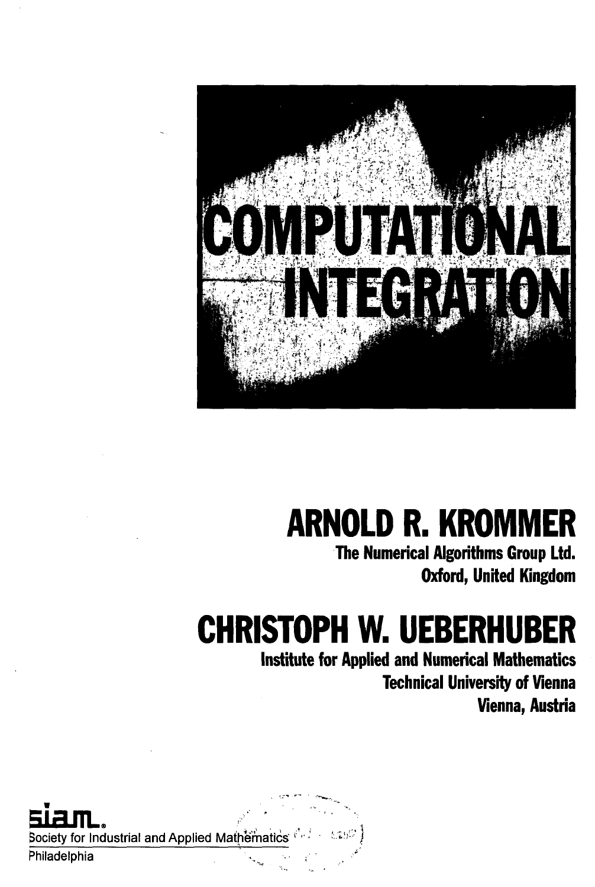# COMPUTATIONAL INTEGRATION

## ARNOLD R. KROMMER

The Numerical Algorithms Group Ltd.
Oxford, United Kingdom

## CHRISTOPH W. UEBERHUBER

Institute for Applied and Numerical Mathematics
Technical University of Vienna
Vienna, Austria

siam.

Society for Industrial and Applied Mathematics
Philadelphia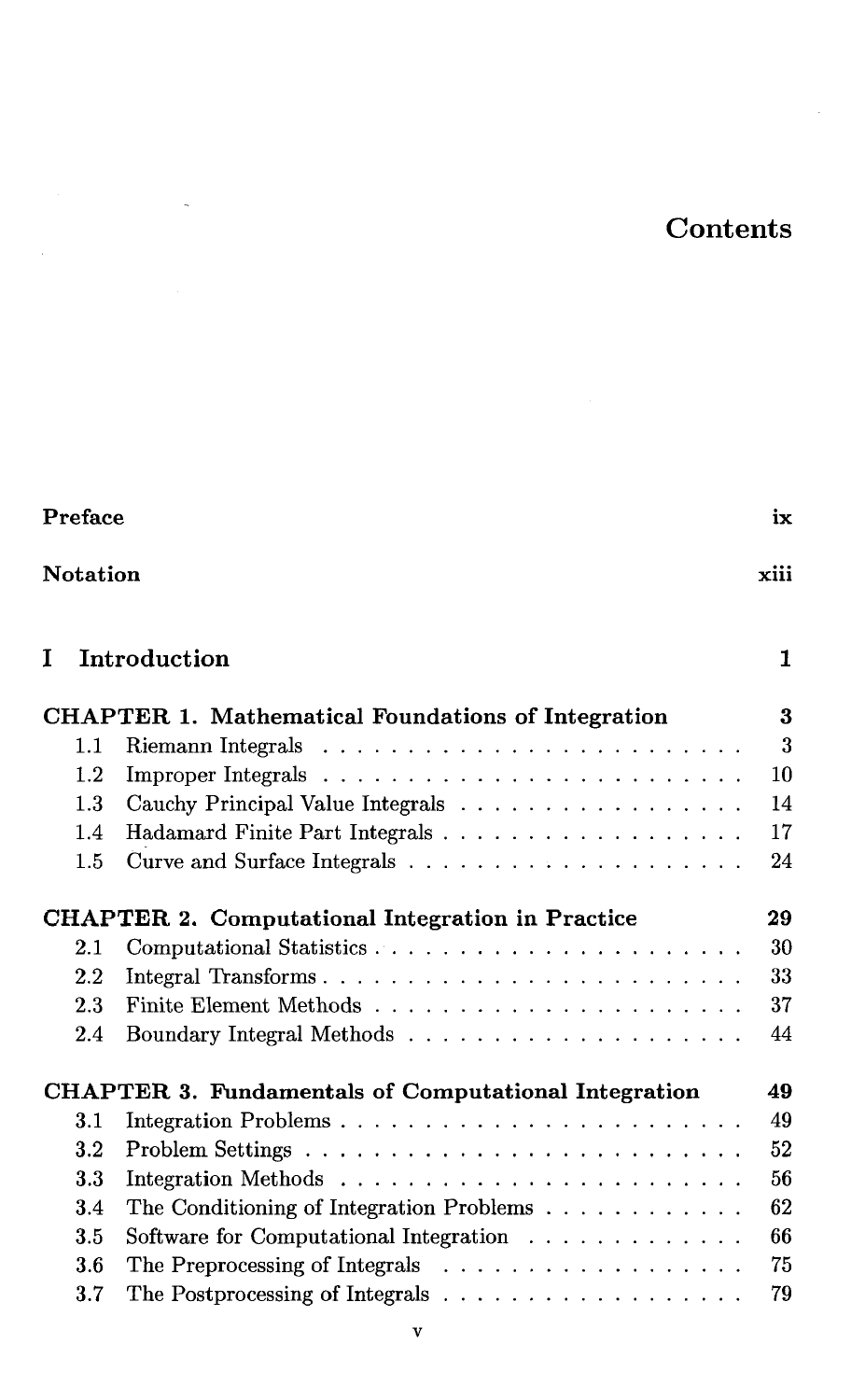# Contents

| | |
|---|---|
| **Preface** | **ix** |
| **Notation** | **xiii** |

## I Introduction — 1

| | | |
|---|---|---|
| **CHAPTER 1. Mathematical Foundations of Integration** | | **3** |
| 1.1 | Riemann Integrals | 3 |
| 1.2 | Improper Integrals | 10 |
| 1.3 | Cauchy Principal Value Integrals | 14 |
| 1.4 | Hadamard Finite Part Integrals | 17 |
| 1.5 | Curve and Surface Integrals | 24 |
| **CHAPTER 2. Computational Integration in Practice** | | **29** |
| 2.1 | Computational Statistics | 30 |
| 2.2 | Integral Transforms | 33 |
| 2.3 | Finite Element Methods | 37 |
| 2.4 | Boundary Integral Methods | 44 |
| **CHAPTER 3. Fundamentals of Computational Integration** | | **49** |
| 3.1 | Integration Problems | 49 |
| 3.2 | Problem Settings | 52 |
| 3.3 | Integration Methods | 56 |
| 3.4 | The Conditioning of Integration Problems | 62 |
| 3.5 | Software for Computational Integration | 66 |
| 3.6 | The Preprocessing of Integrals | 75 |
| 3.7 | The Postprocessing of Integrals | 79 |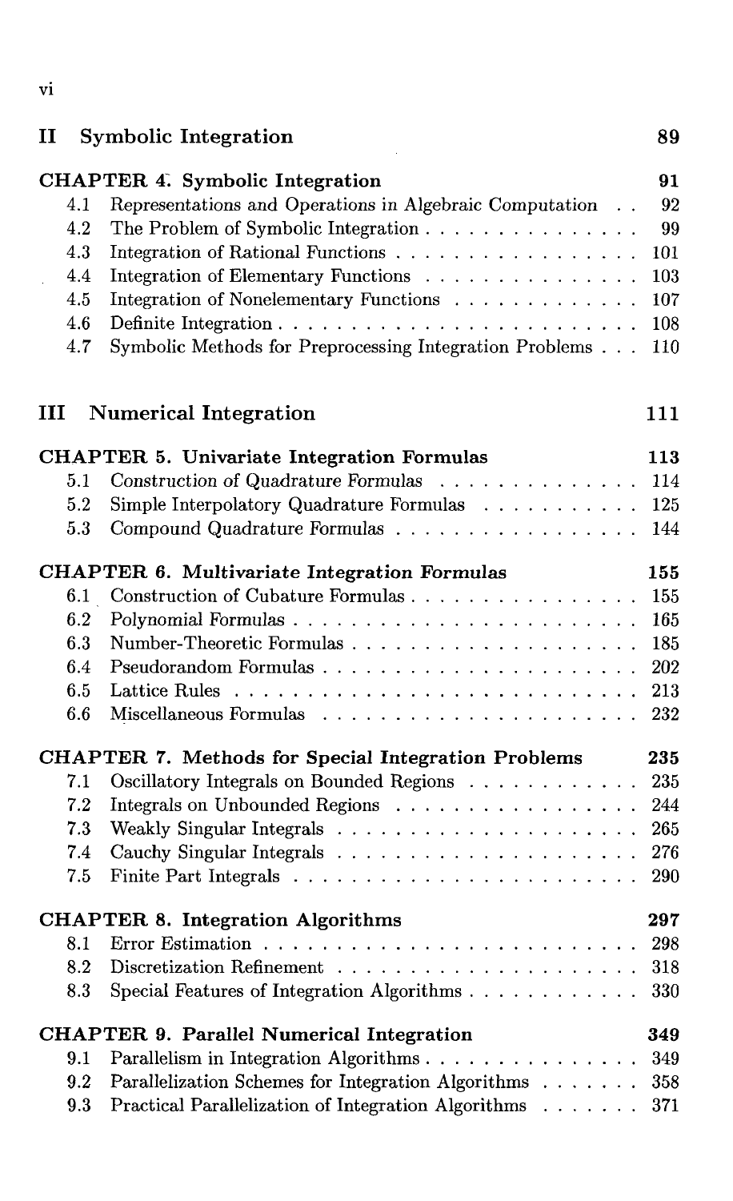## II Symbolic Integration — 89

### CHAPTER 4. Symbolic Integration — 91

- 4.1 Representations and Operations in Algebraic Computation . . 92
- 4.2 The Problem of Symbolic Integration . . . . . . . . . . . . . . . 99
- 4.3 Integration of Rational Functions . . . . . . . . . . . . . . . . . 101
- 4.4 Integration of Elementary Functions . . . . . . . . . . . . . . . 103
- 4.5 Integration of Nonelementary Functions . . . . . . . . . . . . . 107
- 4.6 Definite Integration . . . . . . . . . . . . . . . . . . . . . . . . . 108
- 4.7 Symbolic Methods for Preprocessing Integration Problems . . . 110

## III Numerical Integration — 111

### CHAPTER 5. Univariate Integration Formulas — 113

- 5.1 Construction of Quadrature Formulas . . . . . . . . . . . . . . 114
- 5.2 Simple Interpolatory Quadrature Formulas . . . . . . . . . . . 125
- 5.3 Compound Quadrature Formulas . . . . . . . . . . . . . . . . . 144

### CHAPTER 6. Multivariate Integration Formulas — 155

- 6.1 Construction of Cubature Formulas . . . . . . . . . . . . . . . . 155
- 6.2 Polynomial Formulas . . . . . . . . . . . . . . . . . . . . . . . . 165
- 6.3 Number-Theoretic Formulas . . . . . . . . . . . . . . . . . . . . 185
- 6.4 Pseudorandom Formulas . . . . . . . . . . . . . . . . . . . . . . 202
- 6.5 Lattice Rules . . . . . . . . . . . . . . . . . . . . . . . . . . . . 213
- 6.6 Miscellaneous Formulas . . . . . . . . . . . . . . . . . . . . . . 232

### CHAPTER 7. Methods for Special Integration Problems — 235

- 7.1 Oscillatory Integrals on Bounded Regions . . . . . . . . . . . . 235
- 7.2 Integrals on Unbounded Regions . . . . . . . . . . . . . . . . . 244
- 7.3 Weakly Singular Integrals . . . . . . . . . . . . . . . . . . . . . 265
- 7.4 Cauchy Singular Integrals . . . . . . . . . . . . . . . . . . . . . 276
- 7.5 Finite Part Integrals . . . . . . . . . . . . . . . . . . . . . . . . 290

### CHAPTER 8. Integration Algorithms — 297

- 8.1 Error Estimation . . . . . . . . . . . . . . . . . . . . . . . . . . 298
- 8.2 Discretization Refinement . . . . . . . . . . . . . . . . . . . . . 318
- 8.3 Special Features of Integration Algorithms . . . . . . . . . . . . 330

### CHAPTER 9. Parallel Numerical Integration — 349

- 9.1 Parallelism in Integration Algorithms . . . . . . . . . . . . . . . 349
- 9.2 Parallelization Schemes for Integration Algorithms . . . . . . . 358
- 9.3 Practical Parallelization of Integration Algorithms . . . . . . . 371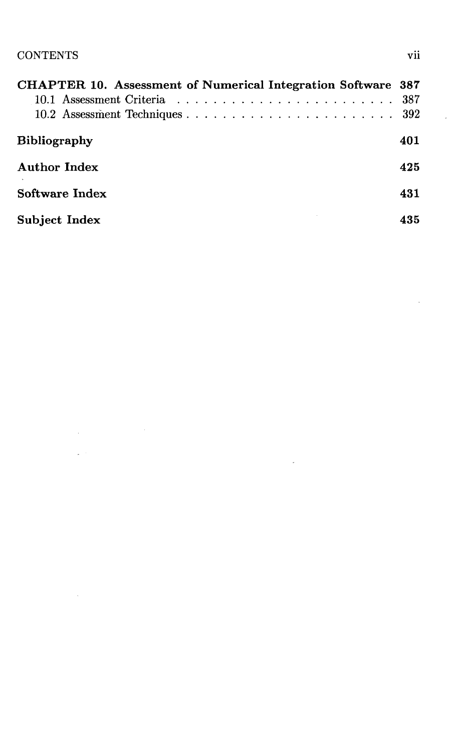**CHAPTER 10. Assessment of Numerical Integration Software 387**

10.1 Assessment Criteria . . . . . . . . . . . . . . . . . . . . . . . . . 387

10.2 Assessment Techniques . . . . . . . . . . . . . . . . . . . . . . . . 392

**Bibliography 401**

**Author Index 425**

**Software Index 431**

**Subject Index 435**